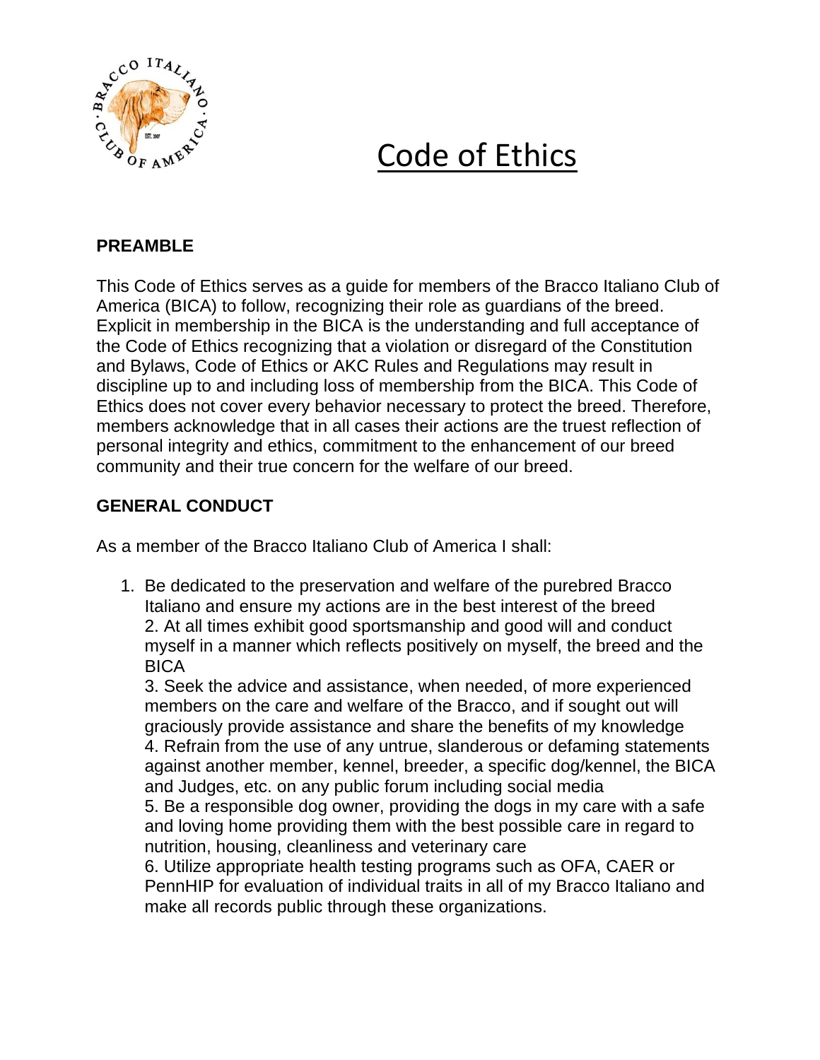# Code of Ethics

## PREAMBLE

This Code of Ethics serves as a guide for members of the Bracco Italiano Club of America (BICA) to follow, recognizing their role as guardians of the breed. Explicit in membership in the BICA is the understanding and full acceptance of the Code of Ethics recognizing that a violation or disregard of the Constitution and Bylaws, Code of Ethics or AKC Rules and Regulations may result in discipline up to and including loss of membership from the BICA. This Code of Ethics does not cover every behavior necessary to protect the breed. Therefore, members acknowledge that in all cases their actions are the truest reflection of personal integrity and ethics, commitment to the enhancement of our breed community and their true concern for the welfare of our breed.

## GENERAL CONDUCT

As a member of the Bracco Italiano Club of America I shall:

1. Be dedicated to the preservation and welfare of the purebred Bracco Italiano and ensure my actions are in the best interest of the breed
2. At all times exhibit good sportsmanship and good will and conduct myself in a manner which reflects positively on myself, the breed and the BICA
3. Seek the advice and assistance, when needed, of more experienced members on the care and welfare of the Bracco, and if sought out will graciously provide assistance and share the benefits of my knowledge
4. Refrain from the use of any untrue, slanderous or defaming statements against another member, kennel, breeder, a specific dog/kennel, the BICA and Judges, etc. on any public forum including social media
5. Be a responsible dog owner, providing the dogs in my care with a safe and loving home providing them with the best possible care in regard to nutrition, housing, cleanliness and veterinary care
6. Utilize appropriate health testing programs such as OFA, CAER or PennHIP for evaluation of individual traits in all of my Bracco Italiano and make all records public through these organizations.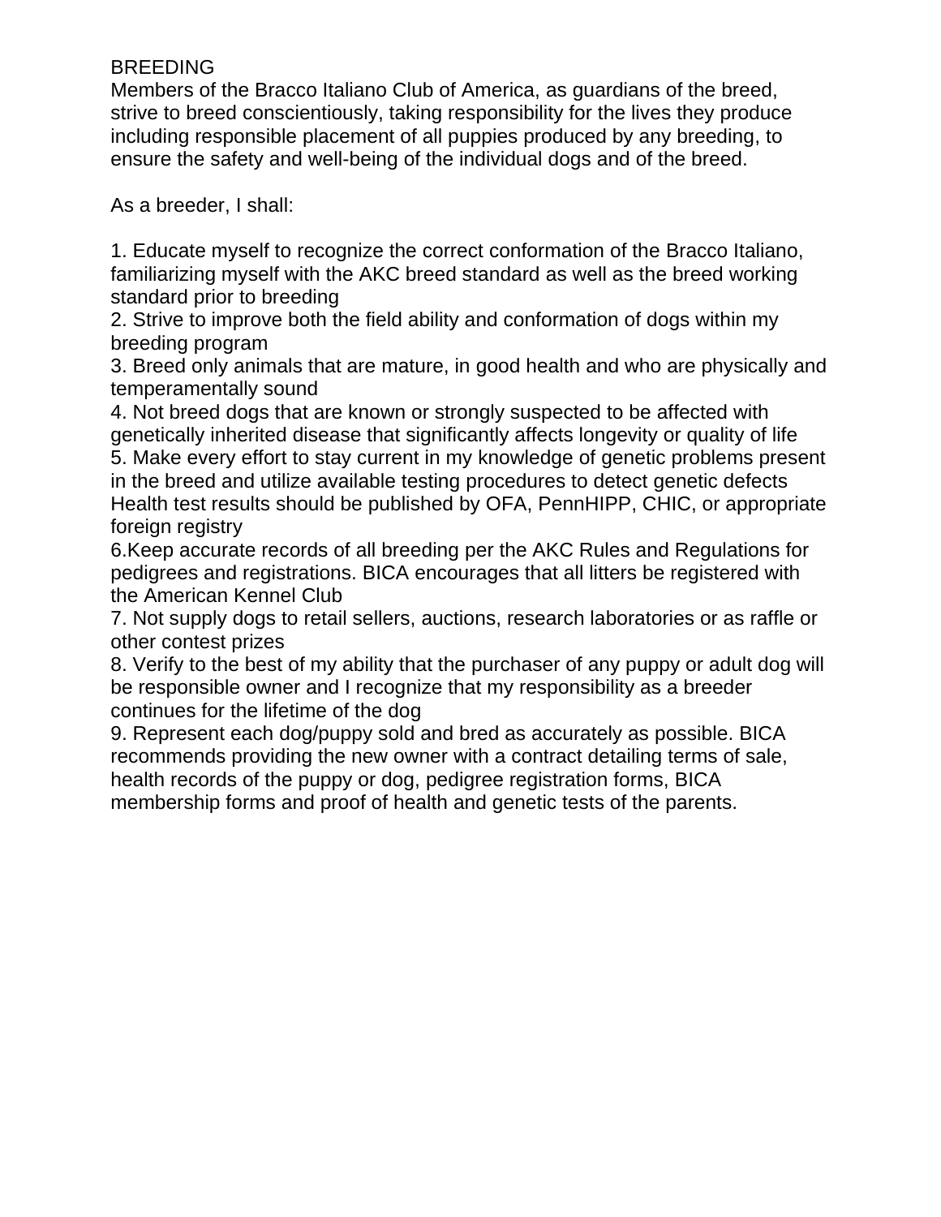# BREEDING

Members of the Bracco Italiano Club of America, as guardians of the breed, strive to breed conscientiously, taking responsibility for the lives they produce including responsible placement of all puppies produced by any breeding, to ensure the safety and well-being of the individual dogs and of the breed.

As a breeder, I shall:

1. Educate myself to recognize the correct conformation of the Bracco Italiano, familiarizing myself with the AKC breed standard as well as the breed working standard prior to breeding
2. Strive to improve both the field ability and conformation of dogs within my breeding program
3. Breed only animals that are mature, in good health and who are physically and temperamentally sound
4. Not breed dogs that are known or strongly suspected to be affected with genetically inherited disease that significantly affects longevity or quality of life
5. Make every effort to stay current in my knowledge of genetic problems present in the breed and utilize available testing procedures to detect genetic defects Health test results should be published by OFA, PennHIPP, CHIC, or appropriate foreign registry
6. Keep accurate records of all breeding per the AKC Rules and Regulations for pedigrees and registrations. BICA encourages that all litters be registered with the American Kennel Club
7. Not supply dogs to retail sellers, auctions, research laboratories or as raffle or other contest prizes
8. Verify to the best of my ability that the purchaser of any puppy or adult dog will be responsible owner and I recognize that my responsibility as a breeder continues for the lifetime of the dog
9. Represent each dog/puppy sold and bred as accurately as possible. BICA recommends providing the new owner with a contract detailing terms of sale, health records of the puppy or dog, pedigree registration forms, BICA membership forms and proof of health and genetic tests of the parents.